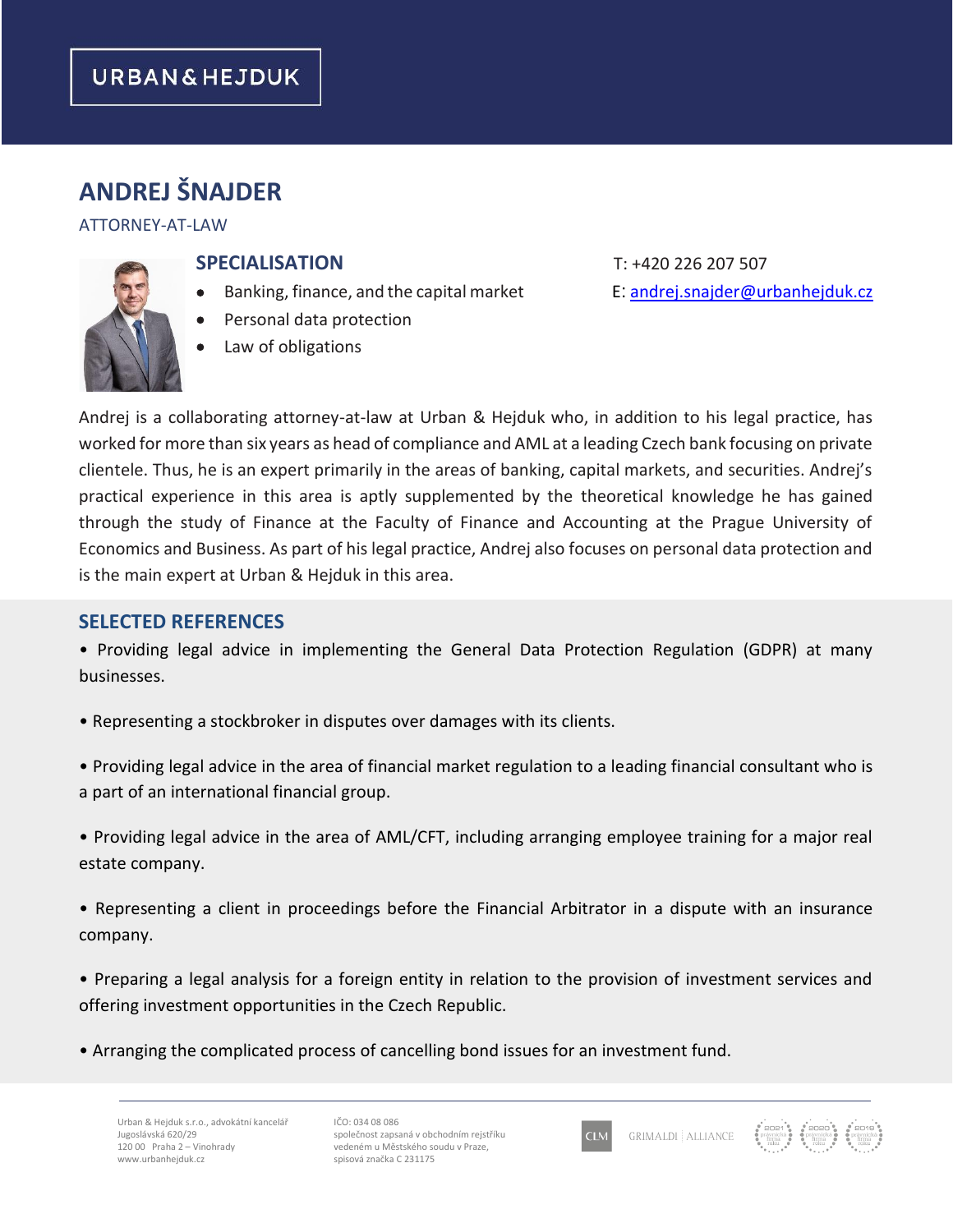URBAN & HEJDUK

# ANDREJ ŠNAJDER

ATTORNEY-AT-LAW

## SPECIALISATION

- Banking, finance, and the capital market
- Personal data protection
- Law of obligations

T: +420 226 207 507

E: andrej.snajder@urbanhejduk.cz

Andrej is a collaborating attorney-at-law at Urban & Hejduk who, in addition to his legal practice, has worked for more than six years as head of compliance and AML at a leading Czech bank focusing on private clientele. Thus, he is an expert primarily in the areas of banking, capital markets, and securities. Andrej's practical experience in this area is aptly supplemented by the theoretical knowledge he has gained through the study of Finance at the Faculty of Finance and Accounting at the Prague University of Economics and Business. As part of his legal practice, Andrej also focuses on personal data protection and is the main expert at Urban & Hejduk in this area.

## SELECTED REFERENCES

- Providing legal advice in implementing the General Data Protection Regulation (GDPR) at many businesses.
- Representing a stockbroker in disputes over damages with its clients.
- Providing legal advice in the area of financial market regulation to a leading financial consultant who is a part of an international financial group.
- Providing legal advice in the area of AML/CFT, including arranging employee training for a major real estate company.
- Representing a client in proceedings before the Financial Arbitrator in a dispute with an insurance company.
- Preparing a legal analysis for a foreign entity in relation to the provision of investment services and offering investment opportunities in the Czech Republic.
- Arranging the complicated process of cancelling bond issues for an investment fund.

Urban & Hejduk s.r.o., advokátní kancelář
Jugoslávská 620/29
120 00 Praha 2 – Vinohrady
www.urbanhejduk.cz

IČO: 034 08 086
společnost zapsaná v obchodním rejstříku vedeném u Městského soudu v Praze, spisová značka C 231175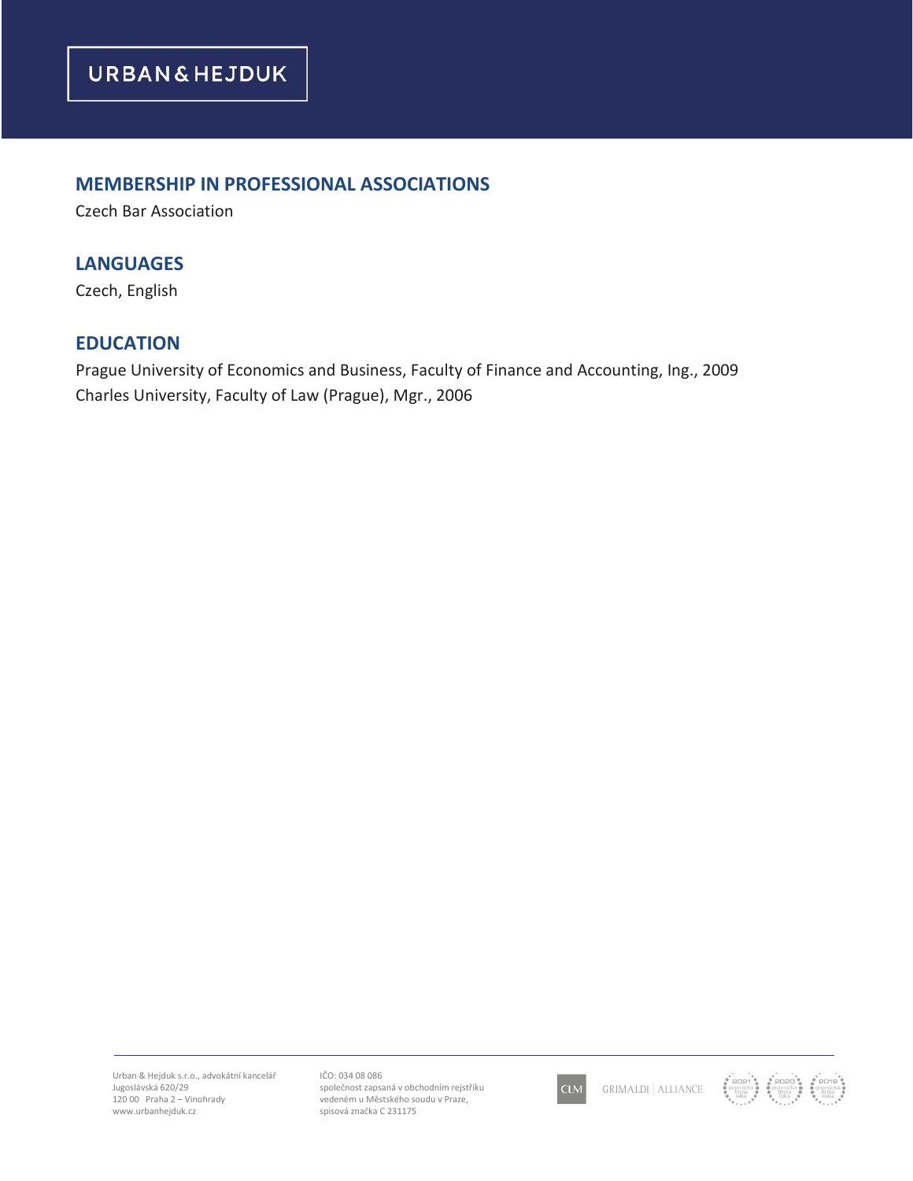## MEMBERSHIP IN PROFESSIONAL ASSOCIATIONS

Czech Bar Association

## LANGUAGES

Czech, English

## EDUCATION

Prague University of Economics and Business, Faculty of Finance and Accounting, Ing., 2009

Charles University, Faculty of Law (Prague), Mgr., 2006